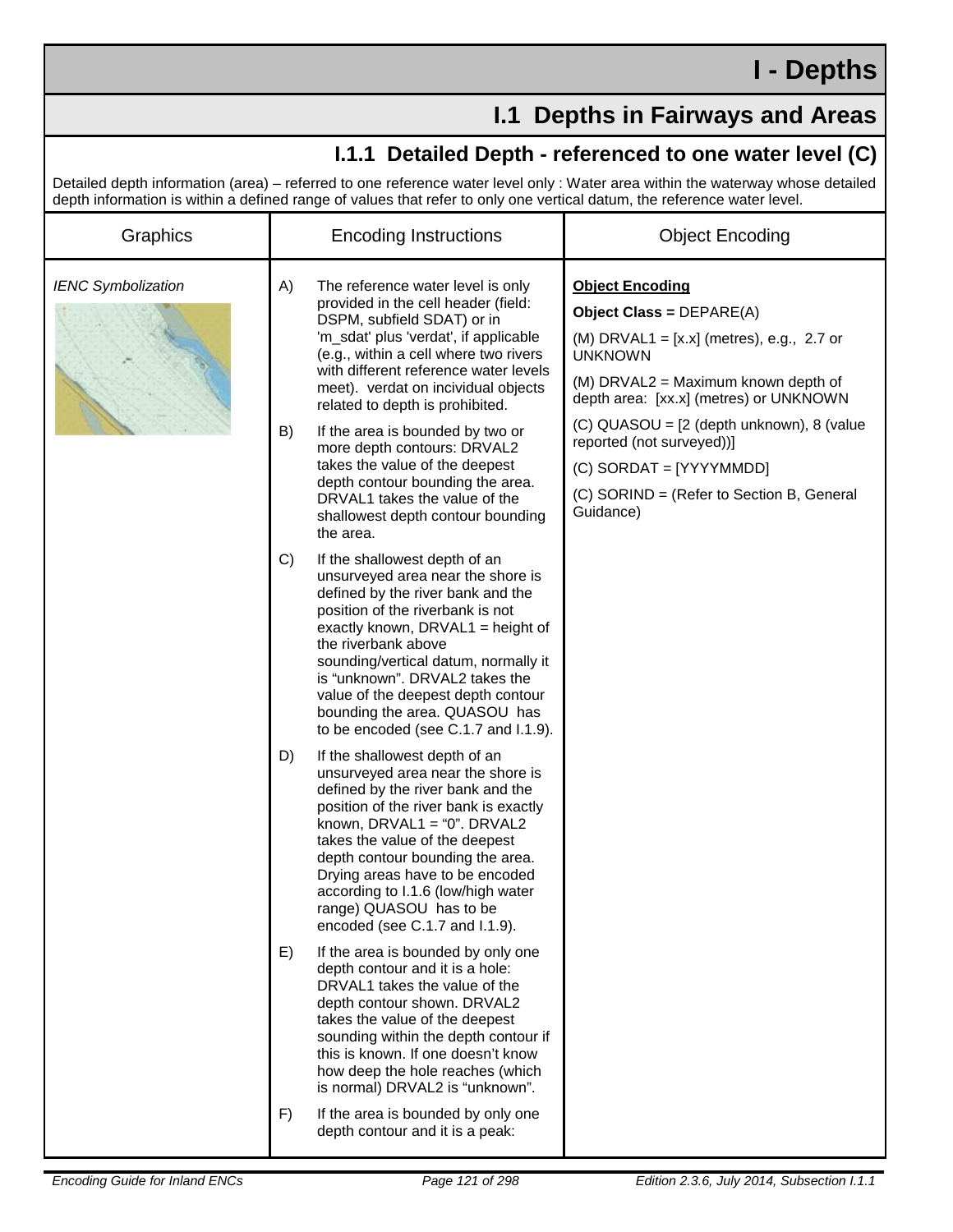# I - Depths

## I.1 Depths in Fairways and Areas

### I.1.1 Detailed Depth - referenced to one water level (C)

Detailed depth information (area) – referred to one reference water level only : Water area within the waterway whose detailed depth information is within a defined range of values that refer to only one vertical datum, the reference water level.

| Graphics | Encoding Instructions | Object Encoding |
|---|---|---|
| *IENC Symbolization* | A) The reference water level is only provided in the cell header (field: DSPM, subfield SDAT) or in 'm_sdat' plus 'verdat', if applicable (e.g., within a cell where two rivers with different reference water levels meet). verdat on incividual objects related to depth is prohibited.<br><br>B) If the area is bounded by two or more depth contours: DRVAL2 takes the value of the deepest depth contour bounding the area. DRVAL1 takes the value of the shallowest depth contour bounding the area.<br><br>C) If the shallowest depth of an unsurveyed area near the shore is defined by the river bank and the position of the riverbank is not exactly known, DRVAL1 = height of the riverbank above sounding/vertical datum, normally it is "unknown". DRVAL2 takes the value of the deepest depth contour bounding the area. QUASOU has to be encoded (see C.1.7 and I.1.9).<br><br>D) If the shallowest depth of an unsurveyed area near the shore is defined by the river bank and the position of the river bank is exactly known, DRVAL1 = "0". DRVAL2 takes the value of the deepest depth contour bounding the area. Drying areas have to be encoded according to I.1.6 (low/high water range) QUASOU has to be encoded (see C.1.7 and I.1.9).<br><br>E) If the area is bounded by only one depth contour and it is a hole: DRVAL1 takes the value of the depth contour shown. DRVAL2 takes the value of the deepest sounding within the depth contour if this is known. If one doesn't know how deep the hole reaches (which is normal) DRVAL2 is "unknown".<br><br>F) If the area is bounded by only one depth contour and it is a peak: | **<u>Object Encoding</u>**<br><br>**Object Class =** DEPARE(A)<br><br>(M) DRVAL1 = [x.x] (metres), e.g., 2.7 or UNKNOWN<br><br>(M) DRVAL2 = Maximum known depth of depth area: [xx.x] (metres) or UNKNOWN<br><br>(C) QUASOU = [2 (depth unknown), 8 (value reported (not surveyed))]<br><br>(C) SORDAT = [YYYYMMDD]<br><br>(C) SORIND = (Refer to Section B, General Guidance) |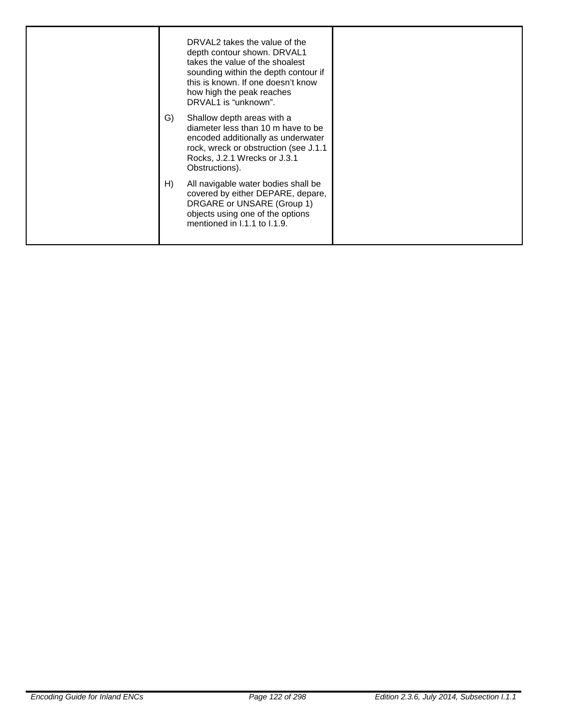| | | |
|---|---|---|
| | DRVAL2 takes the value of the depth contour shown. DRVAL1 takes the value of the shoalest sounding within the depth contour if this is known. If one doesn't know how high the peak reaches DRVAL1 is "unknown".<br><br>G) Shallow depth areas with a diameter less than 10 m have to be encoded additionally as underwater rock, wreck or obstruction (see J.1.1 Rocks, J.2.1 Wrecks or J.3.1 Obstructions).<br><br>H) All navigable water bodies shall be covered by either DEPARE, depare, DRGARE or UNSARE (Group 1) objects using one of the options mentioned in I.1.1 to I.1.9. | |